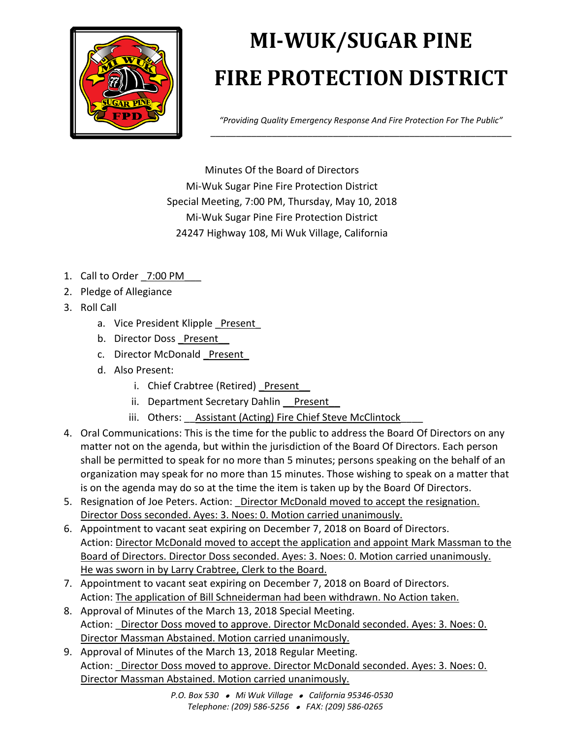# MI-WUK/SUGAR PINE FIRE PROTECTION DISTRICT

*"Providing Quality Emergency Response And Fire Protection For The Public"*

Minutes Of the Board of Directors
Mi-Wuk Sugar Pine Fire Protection District
Special Meeting, 7:00 PM, Thursday, May 10, 2018
Mi-Wuk Sugar Pine Fire Protection District
24247 Highway 108, Mi Wuk Village, California

1. Call to Order 7:00 PM
2. Pledge of Allegiance
3. Roll Call
   a. Vice President Klipple Present
   b. Director Doss Present
   c. Director McDonald Present
   d. Also Present:
      i. Chief Crabtree (Retired) Present
      ii. Department Secretary Dahlin Present
      iii. Others: Assistant (Acting) Fire Chief Steve McClintock
4. Oral Communications: This is the time for the public to address the Board Of Directors on any matter not on the agenda, but within the jurisdiction of the Board Of Directors. Each person shall be permitted to speak for no more than 5 minutes; persons speaking on the behalf of an organization may speak for no more than 15 minutes. Those wishing to speak on a matter that is on the agenda may do so at the time the item is taken up by the Board Of Directors.
5. Resignation of Joe Peters. Action: Director McDonald moved to accept the resignation. Director Doss seconded. Ayes: 3. Noes: 0. Motion carried unanimously.
6. Appointment to vacant seat expiring on December 7, 2018 on Board of Directors. Action: Director McDonald moved to accept the application and appoint Mark Massman to the Board of Directors. Director Doss seconded. Ayes: 3. Noes: 0. Motion carried unanimously. He was sworn in by Larry Crabtree, Clerk to the Board.
7. Appointment to vacant seat expiring on December 7, 2018 on Board of Directors. Action: The application of Bill Schneiderman had been withdrawn. No Action taken.
8. Approval of Minutes of the March 13, 2018 Special Meeting. Action: Director Doss moved to approve. Director McDonald seconded. Ayes: 3. Noes: 0. Director Massman Abstained. Motion carried unanimously.
9. Approval of Minutes of the March 13, 2018 Regular Meeting. Action: Director Doss moved to approve. Director McDonald seconded. Ayes: 3. Noes: 0. Director Massman Abstained. Motion carried unanimously.

*P.O. Box 530 • Mi Wuk Village • California 95346-0530*
*Telephone: (209) 586-5256 • FAX: (209) 586-0265*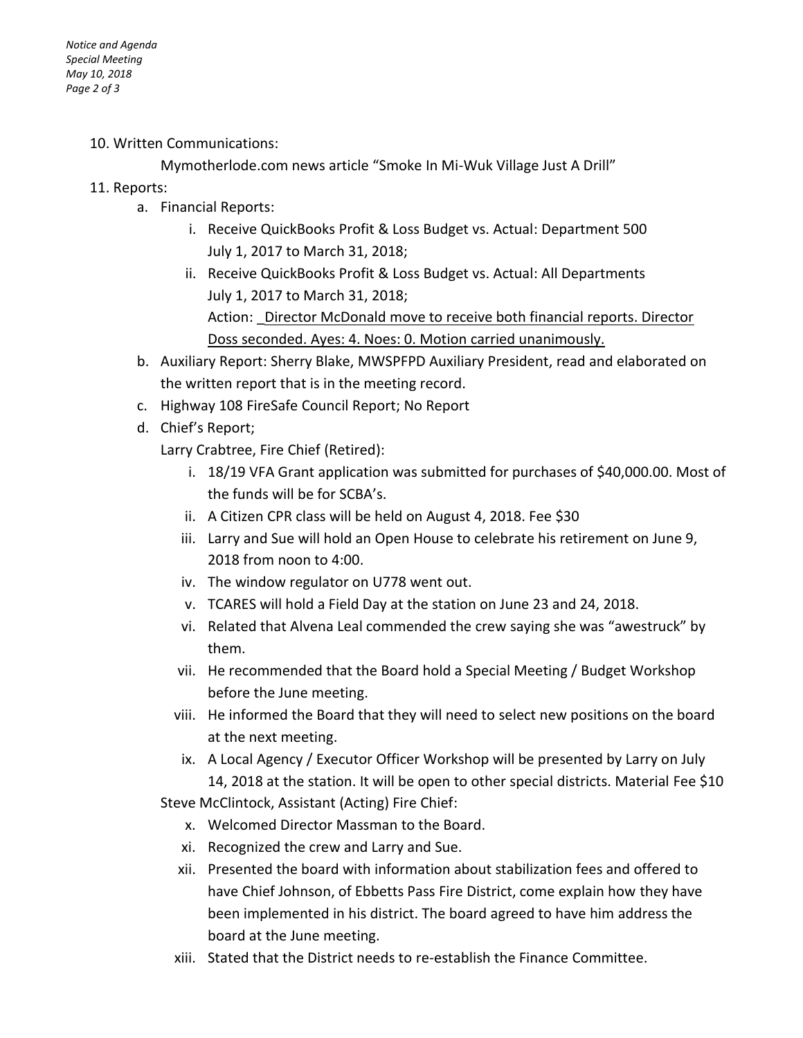10. Written Communications:

    Mymotherlode.com news article "Smoke In Mi-Wuk Village Just A Drill"

11. Reports:
    a. Financial Reports:
        i. Receive QuickBooks Profit & Loss Budget vs. Actual: Department 500 July 1, 2017 to March 31, 2018;
        ii. Receive QuickBooks Profit & Loss Budget vs. Actual: All Departments July 1, 2017 to March 31, 2018;
        Action: _Director McDonald move to receive both financial reports. Director Doss seconded. Ayes: 4. Noes: 0. Motion carried unanimously.
    b. Auxiliary Report: Sherry Blake, MWSPFPD Auxiliary President, read and elaborated on the written report that is in the meeting record.
    c. Highway 108 FireSafe Council Report; No Report
    d. Chief's Report;

        Larry Crabtree, Fire Chief (Retired):
        i. 18/19 VFA Grant application was submitted for purchases of $40,000.00. Most of the funds will be for SCBA's.
        ii. A Citizen CPR class will be held on August 4, 2018. Fee $30
        iii. Larry and Sue will hold an Open House to celebrate his retirement on June 9, 2018 from noon to 4:00.
        iv. The window regulator on U778 went out.
        v. TCARES will hold a Field Day at the station on June 23 and 24, 2018.
        vi. Related that Alvena Leal commended the crew saying she was "awestruck" by them.
        vii. He recommended that the Board hold a Special Meeting / Budget Workshop before the June meeting.
        viii. He informed the Board that they will need to select new positions on the board at the next meeting.
        ix. A Local Agency / Executor Officer Workshop will be presented by Larry on July 14, 2018 at the station. It will be open to other special districts. Material Fee $10

        Steve McClintock, Assistant (Acting) Fire Chief:
        x. Welcomed Director Massman to the Board.
        xi. Recognized the crew and Larry and Sue.
        xii. Presented the board with information about stabilization fees and offered to have Chief Johnson, of Ebbetts Pass Fire District, come explain how they have been implemented in his district. The board agreed to have him address the board at the June meeting.
        xiii. Stated that the District needs to re-establish the Finance Committee.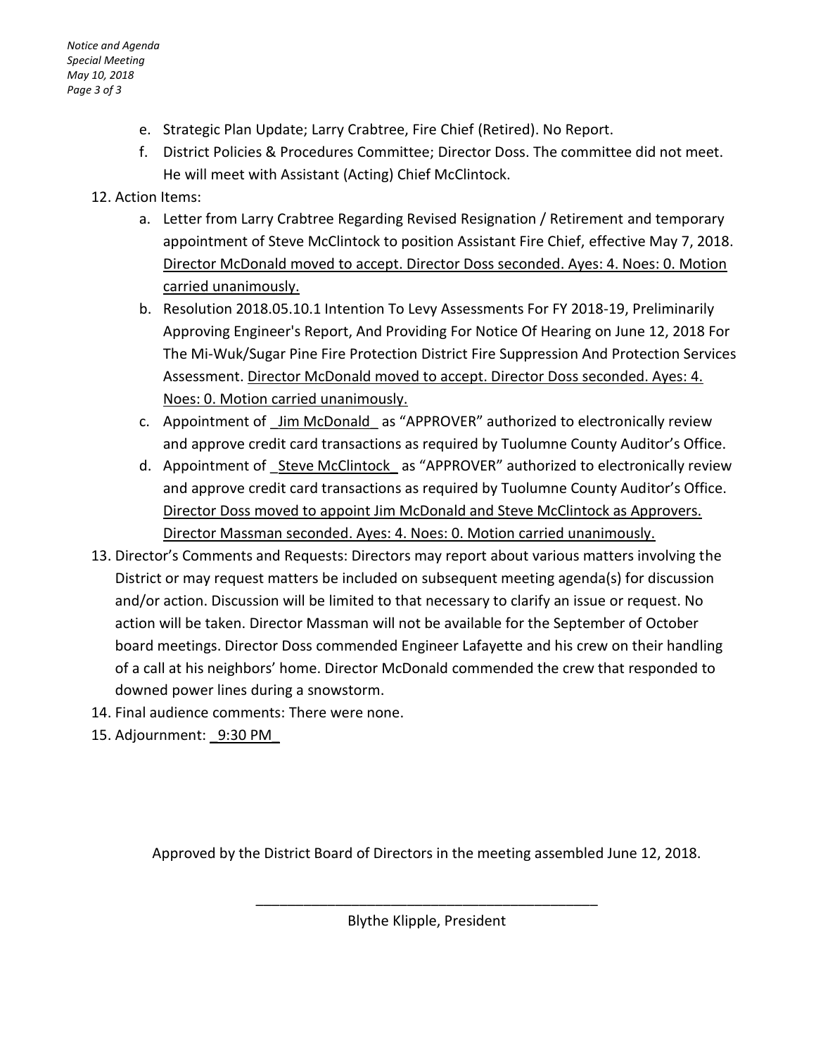e. Strategic Plan Update; Larry Crabtree, Fire Chief (Retired). No Report.
f. District Policies & Procedures Committee; Director Doss. The committee did not meet. He will meet with Assistant (Acting) Chief McClintock.

12. Action Items:
   a. Letter from Larry Crabtree Regarding Revised Resignation / Retirement and temporary appointment of Steve McClintock to position Assistant Fire Chief, effective May 7, 2018. <u>Director McDonald moved to accept. Director Doss seconded. Ayes: 4. Noes: 0. Motion carried unanimously.</u>
   b. Resolution 2018.05.10.1 Intention To Levy Assessments For FY 2018-19, Preliminarily Approving Engineer's Report, And Providing For Notice Of Hearing on June 12, 2018 For The Mi-Wuk/Sugar Pine Fire Protection District Fire Suppression And Protection Services Assessment. <u>Director McDonald moved to accept. Director Doss seconded. Ayes: 4. Noes: 0. Motion carried unanimously.</u>
   c. Appointment of <u>Jim McDonald</u> as "APPROVER" authorized to electronically review and approve credit card transactions as required by Tuolumne County Auditor's Office.
   d. Appointment of <u>Steve McClintock</u> as "APPROVER" authorized to electronically review and approve credit card transactions as required by Tuolumne County Auditor's Office. <u>Director Doss moved to appoint Jim McDonald and Steve McClintock as Approvers. Director Massman seconded. Ayes: 4. Noes: 0. Motion carried unanimously.</u>
13. Director's Comments and Requests: Directors may report about various matters involving the District or may request matters be included on subsequent meeting agenda(s) for discussion and/or action. Discussion will be limited to that necessary to clarify an issue or request. No action will be taken. Director Massman will not be available for the September of October board meetings. Director Doss commended Engineer Lafayette and his crew on their handling of a call at his neighbors' home. Director McDonald commended the crew that responded to downed power lines during a snowstorm.
14. Final audience comments: There were none.
15. Adjournment: <u>9:30 PM</u>

Approved by the District Board of Directors in the meeting assembled June 12, 2018.

\_\_\_\_\_\_\_\_\_\_\_\_\_\_\_\_\_\_\_\_\_\_\_\_\_\_\_\_\_\_\_\_\_\_\_\_\_\_\_\_\_\_\_\_

Blythe Klipple, President